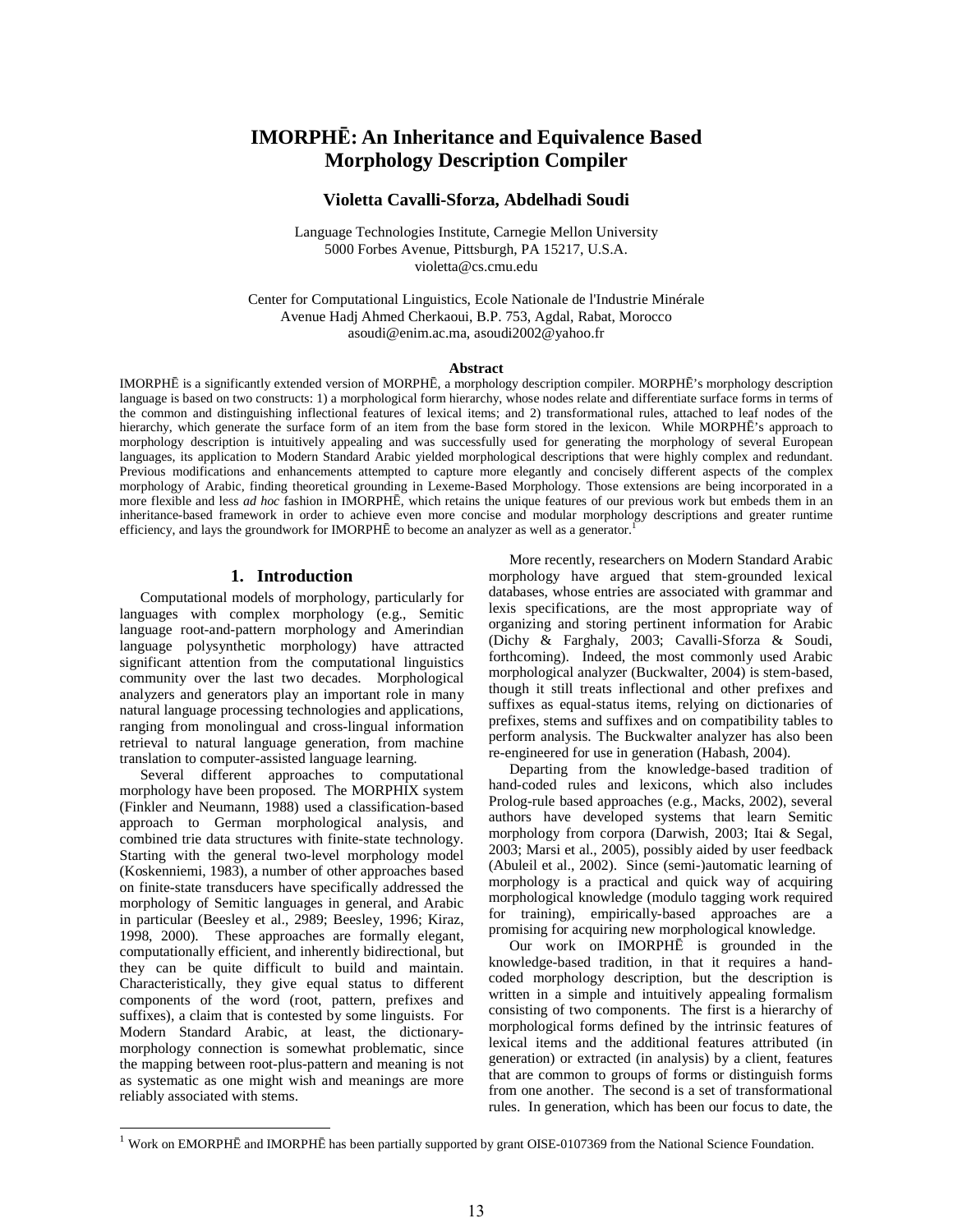# IMORPHĒ: An Inheritance and Equivalence Based Morphology Description Compiler

**Violetta Cavalli-Sforza, Abdelhadi Soudi**

Language Technologies Institute, Carnegie Mellon University
5000 Forbes Avenue, Pittsburgh, PA 15217, U.S.A.
violetta@cs.cmu.edu

Center for Computational Linguistics, Ecole Nationale de l'Industrie Minérale
Avenue Hadj Ahmed Cherkaoui, B.P. 753, Agdal, Rabat, Morocco
asoudi@enim.ac.ma, asoudi2002@yahoo.fr

**Abstract**

IMORPHĒ is a significantly extended version of MORPHĒ, a morphology description compiler. MORPHĒ's morphology description language is based on two constructs: 1) a morphological form hierarchy, whose nodes relate and differentiate surface forms in terms of the common and distinguishing inflectional features of lexical items; and 2) transformational rules, attached to leaf nodes of the hierarchy, which generate the surface form of an item from the base form stored in the lexicon. While MORPHĒ's approach to morphology description is intuitively appealing and was successfully used for generating the morphology of several European languages, its application to Modern Standard Arabic yielded morphological descriptions that were highly complex and redundant. Previous modifications and enhancements attempted to capture more elegantly and concisely different aspects of the complex morphology of Arabic, finding theoretical grounding in Lexeme-Based Morphology. Those extensions are being incorporated in a more flexible and less *ad hoc* fashion in IMORPHĒ, which retains the unique features of our previous work but embeds them in an inheritance-based framework in order to achieve even more concise and modular morphology descriptions and greater runtime efficiency, and lays the groundwork for IMORPHĒ to become an analyzer as well as a generator.[1]

## 1. Introduction

Computational models of morphology, particularly for languages with complex morphology (e.g., Semitic language root-and-pattern morphology and Amerindian language polysynthetic morphology) have attracted significant attention from the computational linguistics community over the last two decades. Morphological analyzers and generators play an important role in many natural language processing technologies and applications, ranging from monolingual and cross-lingual information retrieval to natural language generation, from machine translation to computer-assisted language learning.

Several different approaches to computational morphology have been proposed. The MORPHIX system (Finkler and Neumann, 1988) used a classification-based approach to German morphological analysis, and combined trie data structures with finite-state technology. Starting with the general two-level morphology model (Koskenniemi, 1983), a number of other approaches based on finite-state transducers have specifically addressed the morphology of Semitic languages in general, and Arabic in particular (Beesley et al., 2989; Beesley, 1996; Kiraz, 1998, 2000). These approaches are formally elegant, computationally efficient, and inherently bidirectional, but they can be quite difficult to build and maintain. Characteristically, they give equal status to different components of the word (root, pattern, prefixes and suffixes), a claim that is contested by some linguists. For Modern Standard Arabic, at least, the dictionary-morphology connection is somewhat problematic, since the mapping between root-plus-pattern and meaning is not as systematic as one might wish and meanings are more reliably associated with stems.

More recently, researchers on Modern Standard Arabic morphology have argued that stem-grounded lexical databases, whose entries are associated with grammar and lexis specifications, are the most appropriate way of organizing and storing pertinent information for Arabic (Dichy & Farghaly, 2003; Cavalli-Sforza & Soudi, forthcoming). Indeed, the most commonly used Arabic morphological analyzer (Buckwalter, 2004) is stem-based, though it still treats inflectional and other prefixes and suffixes as equal-status items, relying on dictionaries of prefixes, stems and suffixes and on compatibility tables to perform analysis. The Buckwalter analyzer has also been re-engineered for use in generation (Habash, 2004).

Departing from the knowledge-based tradition of hand-coded rules and lexicons, which also includes Prolog-rule based approaches (e.g., Macks, 2002), several authors have developed systems that learn Semitic morphology from corpora (Darwish, 2003; Itai & Segal, 2003; Marsi et al., 2005), possibly aided by user feedback (Abuleil et al., 2002). Since (semi-)automatic learning of morphology is a practical and quick way of acquiring morphological knowledge (modulo tagging work required for training), empirically-based approaches are a promising for acquiring new morphological knowledge.

Our work on IMORPHĒ is grounded in the knowledge-based tradition, in that it requires a hand-coded morphology description, but the description is written in a simple and intuitively appealing formalism consisting of two components. The first is a hierarchy of morphological forms defined by the intrinsic features of lexical items and the additional features attributed (in generation) or extracted (in analysis) by a client, features that are common to groups of forms or distinguish forms from one another. The second is a set of transformational rules. In generation, which has been our focus to date, the

[1] Work on EMORPHĒ and IMORPHĒ has been partially supported by grant OISE-0107369 from the National Science Foundation.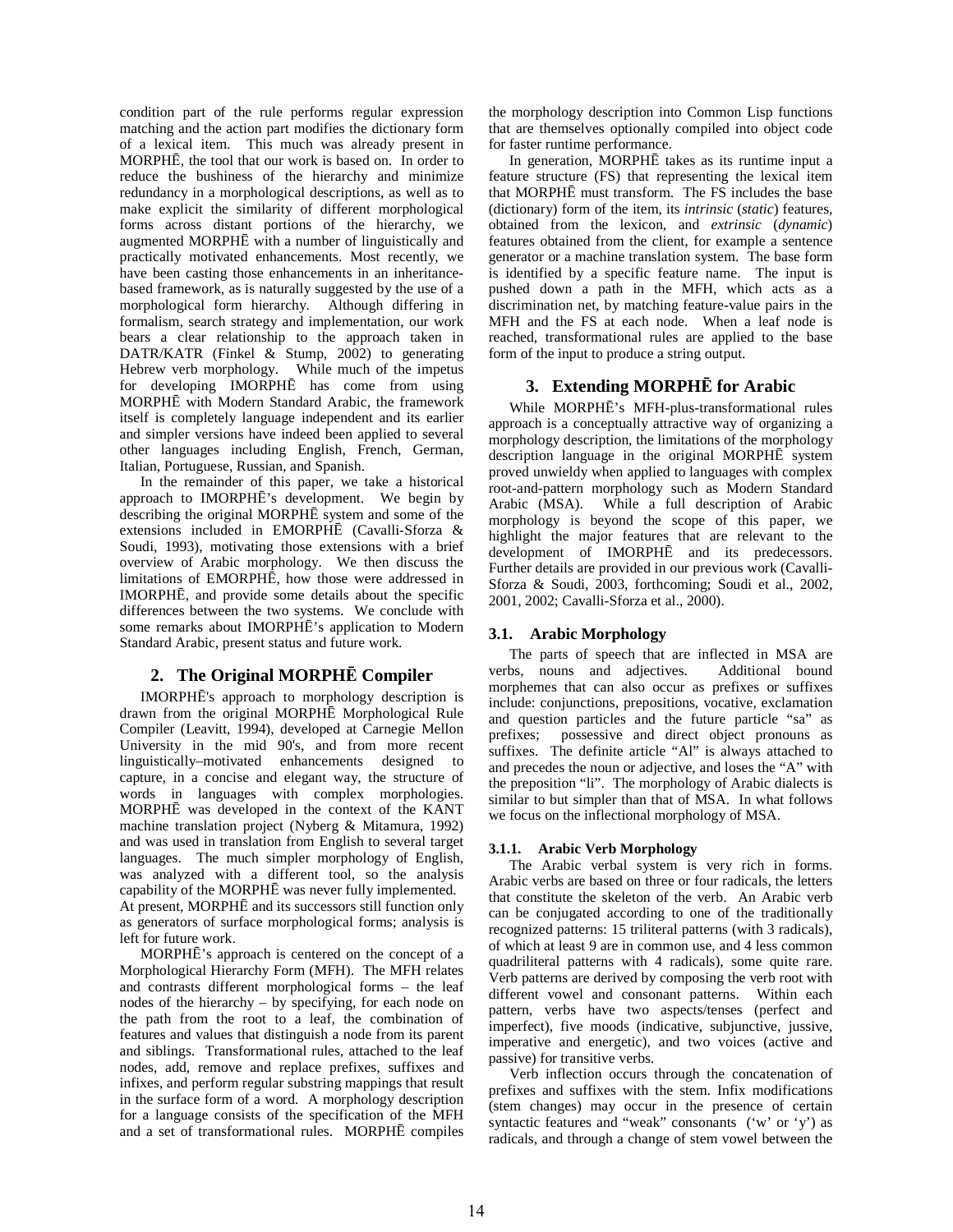condition part of the rule performs regular expression matching and the action part modifies the dictionary form of a lexical item. This much was already present in MORPHĒ, the tool that our work is based on. In order to reduce the bushiness of the hierarchy and minimize redundancy in a morphological descriptions, as well as to make explicit the similarity of different morphological forms across distant portions of the hierarchy, we augmented MORPHĒ with a number of linguistically and practically motivated enhancements. Most recently, we have been casting those enhancements in an inheritance-based framework, as is naturally suggested by the use of a morphological form hierarchy. Although differing in formalism, search strategy and implementation, our work bears a clear relationship to the approach taken in DATR/KATR (Finkel & Stump, 2002) to generating Hebrew verb morphology. While much of the impetus for developing IMORPHĒ has come from using MORPHĒ with Modern Standard Arabic, the framework itself is completely language independent and its earlier and simpler versions have indeed been applied to several other languages including English, French, German, Italian, Portuguese, Russian, and Spanish.

In the remainder of this paper, we take a historical approach to IMORPHĒ's development. We begin by describing the original MORPHĒ system and some of the extensions included in EMORPHĒ (Cavalli-Sforza & Soudi, 1993), motivating those extensions with a brief overview of Arabic morphology. We then discuss the limitations of EMORPHĒ, how those were addressed in IMORPHĒ, and provide some details about the specific differences between the two systems. We conclude with some remarks about IMORPHĒ's application to Modern Standard Arabic, present status and future work.

## 2. The Original MORPHĒ Compiler

IMORPHĒ's approach to morphology description is drawn from the original MORPHĒ Morphological Rule Compiler (Leavitt, 1994), developed at Carnegie Mellon University in the mid 90's, and from more recent linguistically–motivated enhancements designed to capture, in a concise and elegant way, the structure of words in languages with complex morphologies. MORPHĒ was developed in the context of the KANT machine translation project (Nyberg & Mitamura, 1992) and was used in translation from English to several target languages. The much simpler morphology of English, was analyzed with a different tool, so the analysis capability of the MORPHĒ was never fully implemented. At present, MORPHĒ and its successors still function only as generators of surface morphological forms; analysis is left for future work.

MORPHĒ's approach is centered on the concept of a Morphological Hierarchy Form (MFH). The MFH relates and contrasts different morphological forms – the leaf nodes of the hierarchy – by specifying, for each node on the path from the root to a leaf, the combination of features and values that distinguish a node from its parent and siblings. Transformational rules, attached to the leaf nodes, add, remove and replace prefixes, suffixes and infixes, and perform regular substring mappings that result in the surface form of a word. A morphology description for a language consists of the specification of the MFH and a set of transformational rules. MORPHĒ compiles the morphology description into Common Lisp functions that are themselves optionally compiled into object code for faster runtime performance.

In generation, MORPHĒ takes as its runtime input a feature structure (FS) that representing the lexical item that MORPHĒ must transform. The FS includes the base (dictionary) form of the item, its *intrinsic* (*static*) features, obtained from the lexicon, and *extrinsic* (*dynamic*) features obtained from the client, for example a sentence generator or a machine translation system. The base form is identified by a specific feature name. The input is pushed down a path in the MFH, which acts as a discrimination net, by matching feature-value pairs in the MFH and the FS at each node. When a leaf node is reached, transformational rules are applied to the base form of the input to produce a string output.

## 3. Extending MORPHĒ for Arabic

While MORPHĒ's MFH-plus-transformational rules approach is a conceptually attractive way of organizing a morphology description, the limitations of the morphology description language in the original MORPHĒ system proved unwieldy when applied to languages with complex root-and-pattern morphology such as Modern Standard Arabic (MSA). While a full description of Arabic morphology is beyond the scope of this paper, we highlight the major features that are relevant to the development of IMORPHĒ and its predecessors. Further details are provided in our previous work (Cavalli-Sforza & Soudi, 2003, forthcoming; Soudi et al., 2002, 2001, 2002; Cavalli-Sforza et al., 2000).

### 3.1. Arabic Morphology

The parts of speech that are inflected in MSA are verbs, nouns and adjectives. Additional bound morphemes that can also occur as prefixes or suffixes include: conjunctions, prepositions, vocative, exclamation and question particles and the future particle "sa" as prefixes; possessive and direct object pronouns as suffixes. The definite article "Al" is always attached to and precedes the noun or adjective, and loses the "A" with the preposition "li". The morphology of Arabic dialects is similar to but simpler than that of MSA. In what follows we focus on the inflectional morphology of MSA.

#### 3.1.1. Arabic Verb Morphology

The Arabic verbal system is very rich in forms. Arabic verbs are based on three or four radicals, the letters that constitute the skeleton of the verb. An Arabic verb can be conjugated according to one of the traditionally recognized patterns: 15 triliteral patterns (with 3 radicals), of which at least 9 are in common use, and 4 less common quadriliteral patterns with 4 radicals), some quite rare. Verb patterns are derived by composing the verb root with different vowel and consonant patterns. Within each pattern, verbs have two aspects/tenses (perfect and imperfect), five moods (indicative, subjunctive, jussive, imperative and energetic), and two voices (active and passive) for transitive verbs.

Verb inflection occurs through the concatenation of prefixes and suffixes with the stem. Infix modifications (stem changes) may occur in the presence of certain syntactic features and "weak" consonants ('w' or 'y') as radicals, and through a change of stem vowel between the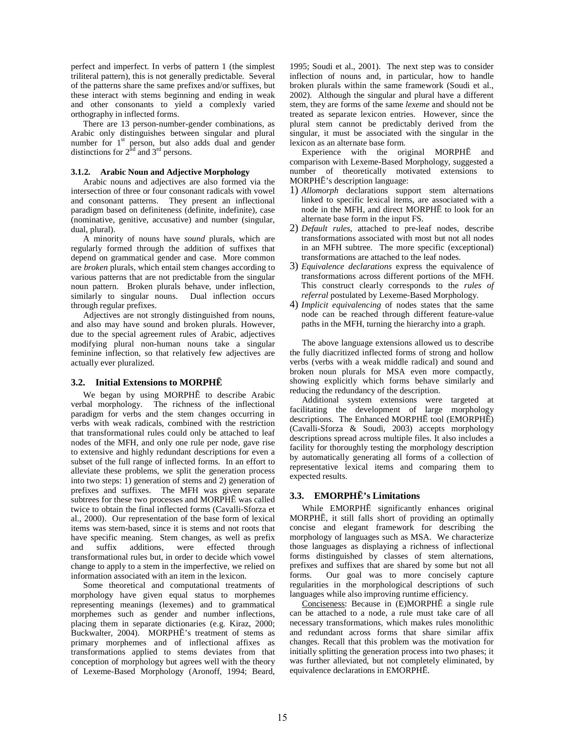perfect and imperfect. In verbs of pattern 1 (the simplest triliteral pattern), this is not generally predictable. Several of the patterns share the same prefixes and/or suffixes, but these interact with stems beginning and ending in weak and other consonants to yield a complexly varied orthography in inflected forms.

There are 13 person-number-gender combinations, as Arabic only distinguishes between singular and plural number for 1st person, but also adds dual and gender distinctions for 2nd and 3rd persons.

#### 3.1.2. Arabic Noun and Adjective Morphology

Arabic nouns and adjectives are also formed via the intersection of three or four consonant radicals with vowel and consonant patterns. They present an inflectional paradigm based on definiteness (definite, indefinite), case (nominative, genitive, accusative) and number (singular, dual, plural).

A minority of nouns have *sound* plurals, which are regularly formed through the addition of suffixes that depend on grammatical gender and case. More common are *broken* plurals, which entail stem changes according to various patterns that are not predictable from the singular noun pattern. Broken plurals behave, under inflection, similarly to singular nouns. Dual inflection occurs through regular prefixes.

Adjectives are not strongly distinguished from nouns, and also may have sound and broken plurals. However, due to the special agreement rules of Arabic, adjectives modifying plural non-human nouns take a singular feminine inflection, so that relatively few adjectives are actually ever pluralized.

### 3.2. Initial Extensions to MORPHĒ

We began by using MORPHĒ to describe Arabic verbal morphology. The richness of the inflectional paradigm for verbs and the stem changes occurring in verbs with weak radicals, combined with the restriction that transformational rules could only be attached to leaf nodes of the MFH, and only one rule per node, gave rise to extensive and highly redundant descriptions for even a subset of the full range of inflected forms. In an effort to alleviate these problems, we split the generation process into two steps: 1) generation of stems and 2) generation of prefixes and suffixes. The MFH was given separate subtrees for these two processes and MORPHĒ was called twice to obtain the final inflected forms (Cavalli-Sforza et al., 2000). Our representation of the base form of lexical items was stem-based, since it is stems and not roots that have specific meaning. Stem changes, as well as prefix and suffix additions, were effected through transformational rules but, in order to decide which vowel change to apply to a stem in the imperfective, we relied on information associated with an item in the lexicon.

Some theoretical and computational treatments of morphology have given equal status to morphemes representing meanings (lexemes) and to grammatical morphemes such as gender and number inflections, placing them in separate dictionaries (e.g. Kiraz, 2000; Buckwalter, 2004). MORPHĒ's treatment of stems as primary morphemes and of inflectional affixes as transformations applied to stems deviates from that conception of morphology but agrees well with the theory of Lexeme-Based Morphology (Aronoff, 1994; Beard, 1995; Soudi et al., 2001). The next step was to consider inflection of nouns and, in particular, how to handle broken plurals within the same framework (Soudi et al., 2002). Although the singular and plural have a different stem, they are forms of the same *lexeme* and should not be treated as separate lexicon entries. However, since the plural stem cannot be predictably derived from the singular, it must be associated with the singular in the lexicon as an alternate base form.

Experience with the original MORPHĒ and comparison with Lexeme-Based Morphology, suggested a number of theoretically motivated extensions to MORPHĒ's description language:

1) *Allomorph* declarations support stem alternations linked to specific lexical items, are associated with a node in the MFH, and direct MORPHĒ to look for an alternate base form in the input FS.
2) *Default rules*, attached to pre-leaf nodes, describe transformations associated with most but not all nodes in an MFH subtree. The more specific (exceptional) transformations are attached to the leaf nodes.
3) *Equivalence declarations* express the equivalence of transformations across different portions of the MFH. This construct clearly corresponds to the *rules of referral* postulated by Lexeme-Based Morphology.
4) *Implicit equivalencing* of nodes states that the same node can be reached through different feature-value paths in the MFH, turning the hierarchy into a graph.

The above language extensions allowed us to describe the fully diacritized inflected forms of strong and hollow verbs (verbs with a weak middle radical) and sound and broken noun plurals for MSA even more compactly, showing explicitly which forms behave similarly and reducing the redundancy of the description.

Additional system extensions were targeted at facilitating the development of large morphology descriptions. The Enhanced MORPHĒ tool (EMORPHĒ) (Cavalli-Sforza & Soudi, 2003) accepts morphology descriptions spread across multiple files. It also includes a facility for thoroughly testing the morphology description by automatically generating all forms of a collection of representative lexical items and comparing them to expected results.

### 3.3. EMORPHĒ's Limitations

While EMORPHĒ significantly enhances original MORPHĒ, it still falls short of providing an optimally concise and elegant framework for describing the morphology of languages such as MSA. We characterize those languages as displaying a richness of inflectional forms distinguished by classes of stem alternations, prefixes and suffixes that are shared by some but not all forms. Our goal was to more concisely capture regularities in the morphological descriptions of such languages while also improving runtime efficiency.

Conciseness: Because in (E)MORPHĒ a single rule can be attached to a node, a rule must take care of all necessary transformations, which makes rules monolithic and redundant across forms that share similar affix changes. Recall that this problem was the motivation for initially splitting the generation process into two phases; it was further alleviated, but not completely eliminated, by equivalence declarations in EMORPHĒ.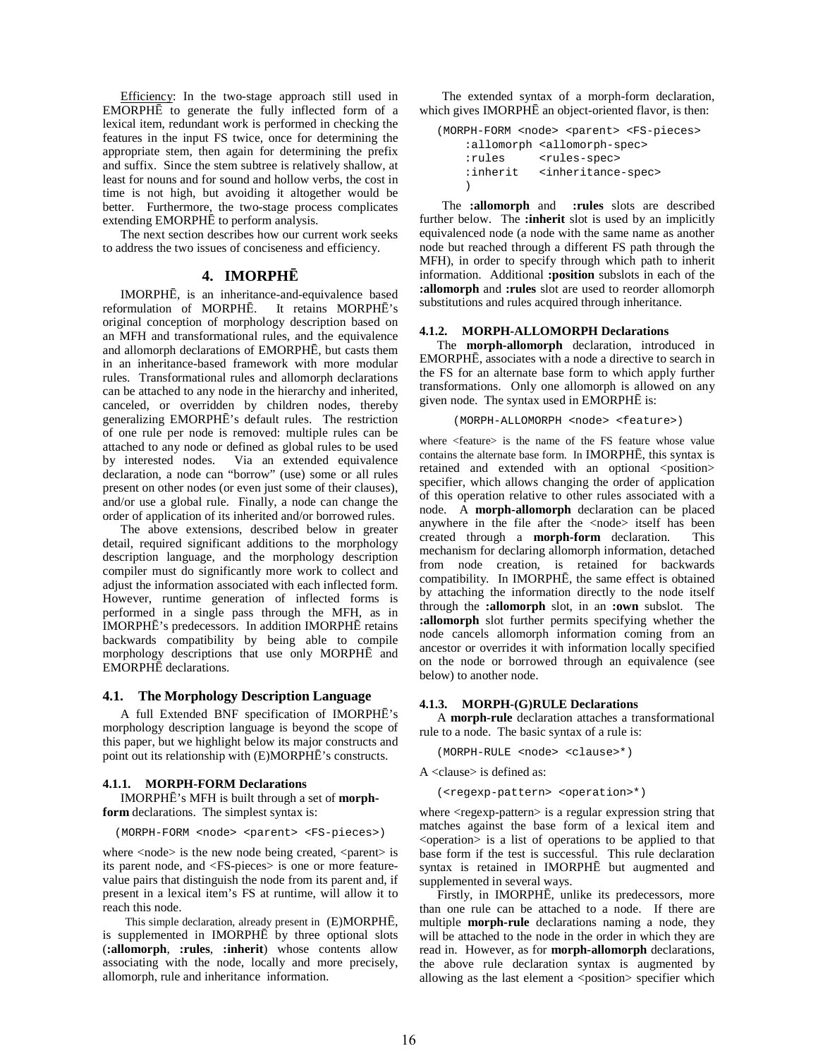<u>Efficiency</u>: In the two-stage approach still used in EMORPHĒ to generate the fully inflected form of a lexical item, redundant work is performed in checking the features in the input FS twice, once for determining the appropriate stem, then again for determining the prefix and suffix. Since the stem subtree is relatively shallow, at least for nouns and for sound and hollow verbs, the cost in time is not high, but avoiding it altogether would be better. Furthermore, the two-stage process complicates extending EMORPHĒ to perform analysis.

The next section describes how our current work seeks to address the two issues of conciseness and efficiency.

## 4. IMORPHĒ

IMORPHĒ, is an inheritance-and-equivalence based reformulation of MORPHĒ. It retains MORPHĒ's original conception of morphology description based on an MFH and transformational rules, and the equivalence and allomorph declarations of EMORPHĒ, but casts them in an inheritance-based framework with more modular rules. Transformational rules and allomorph declarations can be attached to any node in the hierarchy and inherited, canceled, or overridden by children nodes, thereby generalizing EMORPHĒ's default rules. The restriction of one rule per node is removed: multiple rules can be attached to any node or defined as global rules to be used by interested nodes. Via an extended equivalence declaration, a node can "borrow" (use) some or all rules present on other nodes (or even just some of their clauses), and/or use a global rule. Finally, a node can change the order of application of its inherited and/or borrowed rules.

The above extensions, described below in greater detail, required significant additions to the morphology description language, and the morphology description compiler must do significantly more work to collect and adjust the information associated with each inflected form. However, runtime generation of inflected forms is performed in a single pass through the MFH, as in IMORPHĒ's predecessors. In addition IMORPHĒ retains backwards compatibility by being able to compile morphology descriptions that use only MORPHĒ and EMORPHĒ declarations.

### 4.1. The Morphology Description Language

A full Extended BNF specification of IMORPHĒ's morphology description language is beyond the scope of this paper, but we highlight below its major constructs and point out its relationship with (E)MORPHĒ's constructs.

#### 4.1.1. MORPH-FORM Declarations

IMORPHĒ's MFH is built through a set of **morph-form** declarations. The simplest syntax is:

```
(MORPH-FORM <node> <parent> <FS-pieces>)
```

where <node> is the new node being created, <parent> is its parent node, and <FS-pieces> is one or more feature-value pairs that distinguish the node from its parent and, if present in a lexical item's FS at runtime, will allow it to reach this node.

This simple declaration, already present in (E)MORPHĒ, is supplemented in IMORPHĒ by three optional slots (**:allomorph**, **:rules**, **:inherit**) whose contents allow associating with the node, locally and more precisely, allomorph, rule and inheritance information.

The extended syntax of a morph-form declaration, which gives IMORPHĒ an object-oriented flavor, is then:

```
(MORPH-FORM <node> <parent> <FS-pieces>
    :allomorph <allomorph-spec>
    :rules     <rules-spec>
    :inherit   <inheritance-spec>
    )
```

The **:allomorph** and **:rules** slots are described further below. The **:inherit** slot is used by an implicitly equivalenced node (a node with the same name as another node but reached through a different FS path through the MFH), in order to specify through which path to inherit information. Additional **:position** subslots in each of the **:allomorph** and **:rules** slot are used to reorder allomorph substitutions and rules acquired through inheritance.

#### 4.1.2. MORPH-ALLOMORPH Declarations

The **morph-allomorph** declaration, introduced in EMORPHĒ, associates with a node a directive to search in the FS for an alternate base form to which apply further transformations. Only one allomorph is allowed on any given node. The syntax used in EMORPHĒ is:

```
(MORPH-ALLOMORPH <node> <feature>)
```

where <feature> is the name of the FS feature whose value contains the alternate base form. In IMORPHĒ, this syntax is retained and extended with an optional <position> specifier, which allows changing the order of application of this operation relative to other rules associated with a node. A **morph-allomorph** declaration can be placed anywhere in the file after the <node> itself has been created through a **morph-form** declaration. This mechanism for declaring allomorph information, detached from node creation, is retained for backwards compatibility. In IMORPHĒ, the same effect is obtained by attaching the information directly to the node itself through the **:allomorph** slot, in an **:own** subslot. The **:allomorph** slot further permits specifying whether the node cancels allomorph information coming from an ancestor or overrides it with information locally specified on the node or borrowed through an equivalence (see below) to another node.

#### 4.1.3. MORPH-(G)RULE Declarations

A **morph-rule** declaration attaches a transformational rule to a node. The basic syntax of a rule is:

```
(MORPH-RULE <node> <clause>*)
```

A <clause> is defined as:

```
(<regexp-pattern> <operation>*)
```

where <regexp-pattern> is a regular expression string that matches against the base form of a lexical item and <operation> is a list of operations to be applied to that base form if the test is successful. This rule declaration syntax is retained in IMORPHĒ but augmented and supplemented in several ways.

Firstly, in IMORPHĒ, unlike its predecessors, more than one rule can be attached to a node. If there are multiple **morph-rule** declarations naming a node, they will be attached to the node in the order in which they are read in. However, as for **morph-allomorph** declarations, the above rule declaration syntax is augmented by allowing as the last element a <position> specifier which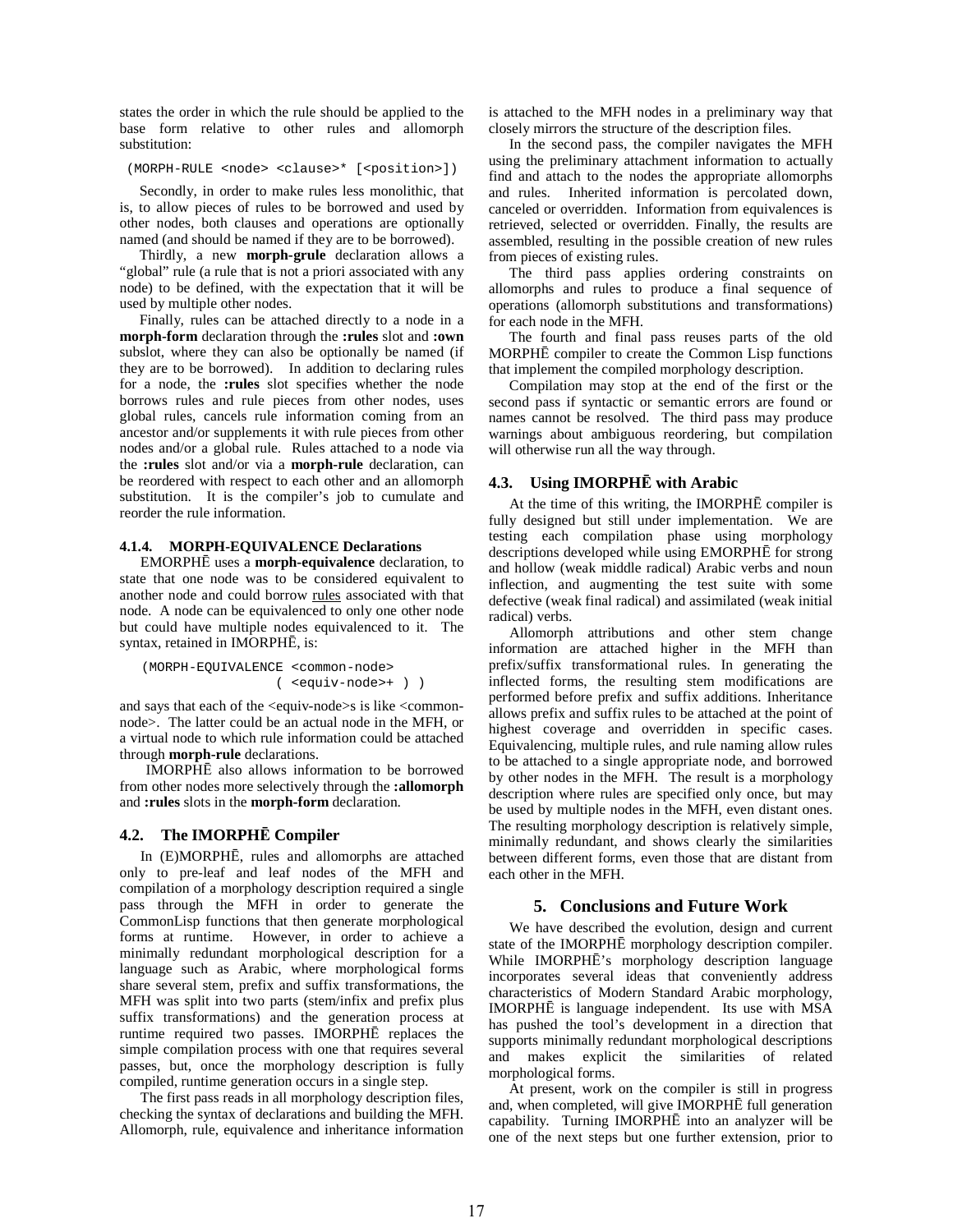states the order in which the rule should be applied to the base form relative to other rules and allomorph substitution:

```
(MORPH-RULE <node> <clause>* [<position>])
```

Secondly, in order to make rules less monolithic, that is, to allow pieces of rules to be borrowed and used by other nodes, both clauses and operations are optionally named (and should be named if they are to be borrowed).

Thirdly, a new **morph-grule** declaration allows a "global" rule (a rule that is not a priori associated with any node) to be defined, with the expectation that it will be used by multiple other nodes.

Finally, rules can be attached directly to a node in a **morph-form** declaration through the **:rules** slot and **:own** subslot, where they can also be optionally be named (if they are to be borrowed). In addition to declaring rules for a node, the **:rules** slot specifies whether the node borrows rules and rule pieces from other nodes, uses global rules, cancels rule information coming from an ancestor and/or supplements it with rule pieces from other nodes and/or a global rule. Rules attached to a node via the **:rules** slot and/or via a **morph-rule** declaration, can be reordered with respect to each other and an allomorph substitution. It is the compiler's job to cumulate and reorder the rule information.

#### 4.1.4. MORPH-EQUIVALENCE Declarations

EMORPHĒ uses a **morph-equivalence** declaration, to state that one node was to be considered equivalent to another node and could borrow rules associated with that node. A node can be equivalenced to only one other node but could have multiple nodes equivalenced to it. The syntax, retained in IMORPHĒ, is:

```
(MORPH-EQUIVALENCE <common-node>
                   ( <equiv-node>+ ) )
```

and says that each of the <equiv-node>s is like <common-node>. The latter could be an actual node in the MFH, or a virtual node to which rule information could be attached through **morph-rule** declarations.

IMORPHĒ also allows information to be borrowed from other nodes more selectively through the **:allomorph** and **:rules** slots in the **morph-form** declaration.

### 4.2. The IMORPHĒ Compiler

In (E)MORPHĒ, rules and allomorphs are attached only to pre-leaf and leaf nodes of the MFH and compilation of a morphology description required a single pass through the MFH in order to generate the CommonLisp functions that then generate morphological forms at runtime. However, in order to achieve a minimally redundant morphological description for a language such as Arabic, where morphological forms share several stem, prefix and suffix transformations, the MFH was split into two parts (stem/infix and prefix plus suffix transformations) and the generation process at runtime required two passes. IMORPHĒ replaces the simple compilation process with one that requires several passes, but, once the morphology description is fully compiled, runtime generation occurs in a single step.

The first pass reads in all morphology description files, checking the syntax of declarations and building the MFH. Allomorph, rule, equivalence and inheritance information is attached to the MFH nodes in a preliminary way that closely mirrors the structure of the description files.

In the second pass, the compiler navigates the MFH using the preliminary attachment information to actually find and attach to the nodes the appropriate allomorphs and rules. Inherited information is percolated down, canceled or overridden. Information from equivalences is retrieved, selected or overridden. Finally, the results are assembled, resulting in the possible creation of new rules from pieces of existing rules.

The third pass applies ordering constraints on allomorphs and rules to produce a final sequence of operations (allomorph substitutions and transformations) for each node in the MFH.

The fourth and final pass reuses parts of the old MORPHĒ compiler to create the Common Lisp functions that implement the compiled morphology description.

Compilation may stop at the end of the first or the second pass if syntactic or semantic errors are found or names cannot be resolved. The third pass may produce warnings about ambiguous reordering, but compilation will otherwise run all the way through.

### 4.3. Using IMORPHĒ with Arabic

At the time of this writing, the IMORPHĒ compiler is fully designed but still under implementation. We are testing each compilation phase using morphology descriptions developed while using EMORPHĒ for strong and hollow (weak middle radical) Arabic verbs and noun inflection, and augmenting the test suite with some defective (weak final radical) and assimilated (weak initial radical) verbs.

Allomorph attributions and other stem change information are attached higher in the MFH than prefix/suffix transformational rules. In generating the inflected forms, the resulting stem modifications are performed before prefix and suffix additions. Inheritance allows prefix and suffix rules to be attached at the point of highest coverage and overridden in specific cases. Equivalencing, multiple rules, and rule naming allow rules to be attached to a single appropriate node, and borrowed by other nodes in the MFH. The result is a morphology description where rules are specified only once, but may be used by multiple nodes in the MFH, even distant ones. The resulting morphology description is relatively simple, minimally redundant, and shows clearly the similarities between different forms, even those that are distant from each other in the MFH.

## 5. Conclusions and Future Work

We have described the evolution, design and current state of the IMORPHĒ morphology description compiler. While IMORPHĒ's morphology description language incorporates several ideas that conveniently address characteristics of Modern Standard Arabic morphology, IMORPHĒ is language independent. Its use with MSA has pushed the tool's development in a direction that supports minimally redundant morphological descriptions and makes explicit the similarities of related morphological forms.

At present, work on the compiler is still in progress and, when completed, will give IMORPHĒ full generation capability. Turning IMORPHĒ into an analyzer will be one of the next steps but one further extension, prior to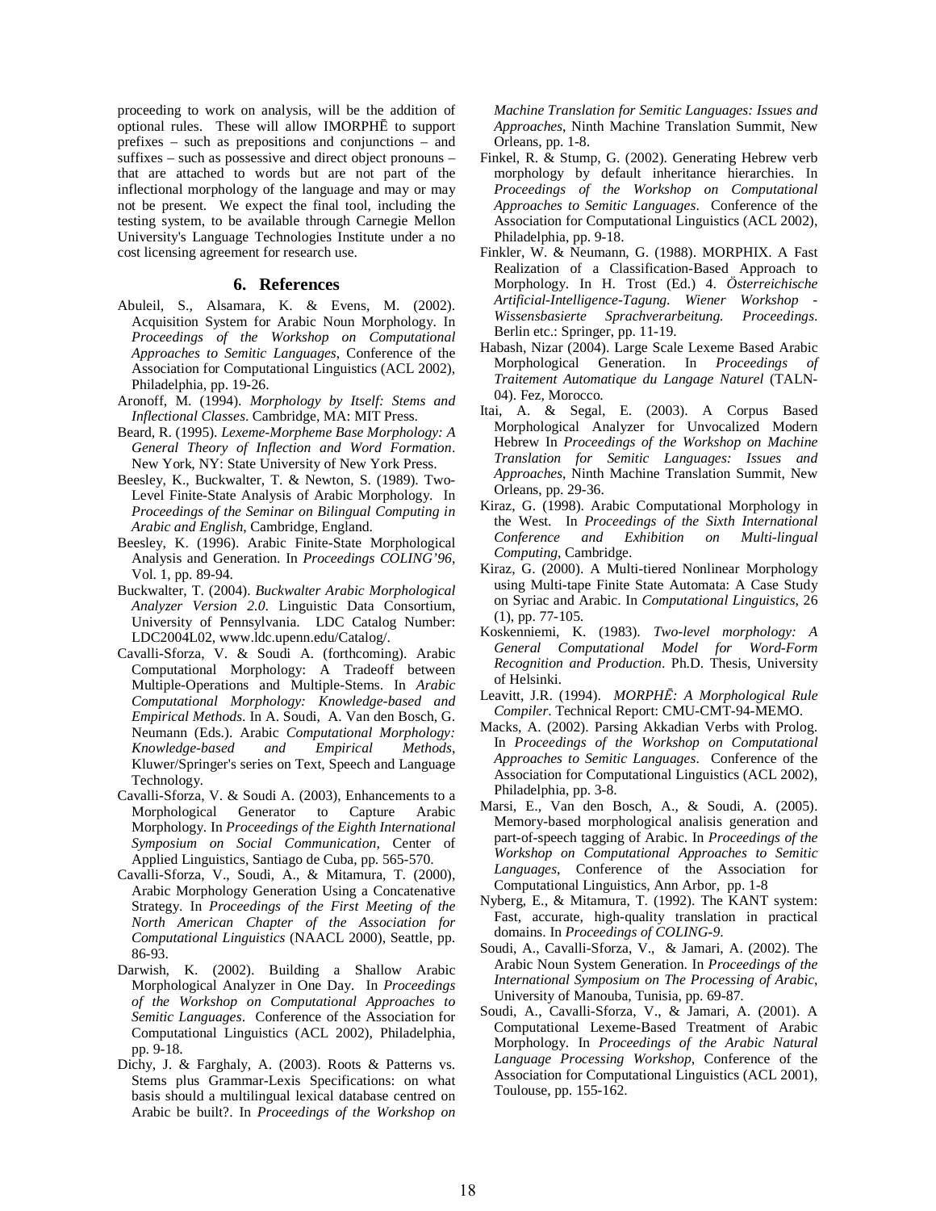proceeding to work on analysis, will be the addition of optional rules. These will allow IMORPHĒ to support prefixes – such as prepositions and conjunctions – and suffixes – such as possessive and direct object pronouns – that are attached to words but are not part of the inflectional morphology of the language and may or may not be present. We expect the final tool, including the testing system, to be available through Carnegie Mellon University's Language Technologies Institute under a no cost licensing agreement for research use.

## 6. References

Abuleil, S., Alsamara, K. & Evens, M. (2002). Acquisition System for Arabic Noun Morphology. In *Proceedings of the Workshop on Computational Approaches to Semitic Languages*, Conference of the Association for Computational Linguistics (ACL 2002), Philadelphia, pp. 19-26.

Aronoff, M. (1994). *Morphology by Itself: Stems and Inflectional Classes*. Cambridge, MA: MIT Press.

Beard, R. (1995). *Lexeme-Morpheme Base Morphology: A General Theory of Inflection and Word Formation*. New York, NY: State University of New York Press.

Beesley, K., Buckwalter, T. & Newton, S. (1989). Two-Level Finite-State Analysis of Arabic Morphology. In *Proceedings of the Seminar on Bilingual Computing in Arabic and English*, Cambridge, England.

Beesley, K. (1996). Arabic Finite-State Morphological Analysis and Generation. In *Proceedings COLING'96*, Vol. 1, pp. 89-94.

Buckwalter, T. (2004). *Buckwalter Arabic Morphological Analyzer Version 2.0*. Linguistic Data Consortium, University of Pennsylvania. LDC Catalog Number: LDC2004L02, www.ldc.upenn.edu/Catalog/.

Cavalli-Sforza, V. & Soudi A. (forthcoming). Arabic Computational Morphology: A Tradeoff between Multiple-Operations and Multiple-Stems. In *Arabic Computational Morphology: Knowledge-based and Empirical Methods*. In A. Soudi, A. Van den Bosch, G. Neumann (Eds.). Arabic *Computational Morphology: Knowledge-based and Empirical Methods*, Kluwer/Springer's series on Text, Speech and Language Technology.

Cavalli-Sforza, V. & Soudi A. (2003), Enhancements to a Morphological Generator to Capture Arabic Morphology. In *Proceedings of the Eighth International Symposium on Social Communication*, Center of Applied Linguistics, Santiago de Cuba, pp. 565-570.

Cavalli-Sforza, V., Soudi, A., & Mitamura, T. (2000), Arabic Morphology Generation Using a Concatenative Strategy. In *Proceedings of the First Meeting of the North American Chapter of the Association for Computational Linguistics* (NAACL 2000), Seattle, pp. 86-93.

Darwish, K. (2002). Building a Shallow Arabic Morphological Analyzer in One Day. In *Proceedings of the Workshop on Computational Approaches to Semitic Languages*. Conference of the Association for Computational Linguistics (ACL 2002), Philadelphia, pp. 9-18.

Dichy, J. & Farghaly, A. (2003). Roots & Patterns vs. Stems plus Grammar-Lexis Specifications: on what basis should a multilingual lexical database centred on Arabic be built?. In *Proceedings of the Workshop on Machine Translation for Semitic Languages: Issues and Approaches*, Ninth Machine Translation Summit, New Orleans, pp. 1-8.

Finkel, R. & Stump, G. (2002). Generating Hebrew verb morphology by default inheritance hierarchies. In *Proceedings of the Workshop on Computational Approaches to Semitic Languages*. Conference of the Association for Computational Linguistics (ACL 2002), Philadelphia, pp. 9-18.

Finkler, W. & Neumann, G. (1988). MORPHIX. A Fast Realization of a Classification-Based Approach to Morphology. In H. Trost (Ed.) 4. *Österreichische Artificial-Intelligence-Tagung. Wiener Workshop - Wissensbasierte Sprachverarbeitung. Proceedings*. Berlin etc.: Springer, pp. 11-19.

Habash, Nizar (2004). Large Scale Lexeme Based Arabic Morphological Generation. In *Proceedings of Traitement Automatique du Langage Naturel* (TALN-04). Fez, Morocco.

Itai, A. & Segal, E. (2003). A Corpus Based Morphological Analyzer for Unvocalized Modern Hebrew In *Proceedings of the Workshop on Machine Translation for Semitic Languages: Issues and Approaches*, Ninth Machine Translation Summit, New Orleans, pp. 29-36.

Kiraz, G. (1998). Arabic Computational Morphology in the West. In *Proceedings of the Sixth International Conference and Exhibition on Multi-lingual Computing*, Cambridge.

Kiraz, G. (2000). A Multi-tiered Nonlinear Morphology using Multi-tape Finite State Automata: A Case Study on Syriac and Arabic. In *Computational Linguistics*, 26 (1), pp. 77-105.

Koskenniemi, K. (1983). *Two-level morphology: A General Computational Model for Word-Form Recognition and Production*. Ph.D. Thesis, University of Helsinki.

Leavitt, J.R. (1994). *MORPHĒ: A Morphological Rule Compiler*. Technical Report: CMU-CMT-94-MEMO.

Macks, A. (2002). Parsing Akkadian Verbs with Prolog. In *Proceedings of the Workshop on Computational Approaches to Semitic Languages*. Conference of the Association for Computational Linguistics (ACL 2002), Philadelphia, pp. 3-8.

Marsi, E., Van den Bosch, A., & Soudi, A. (2005). Memory-based morphological analisis generation and part-of-speech tagging of Arabic. In *Proceedings of the Workshop on Computational Approaches to Semitic Languages*, Conference of the Association for Computational Linguistics, Ann Arbor, pp. 1-8

Nyberg, E., & Mitamura, T. (1992). The KANT system: Fast, accurate, high-quality translation in practical domains. In *Proceedings of COLING-9*.

Soudi, A., Cavalli-Sforza, V., & Jamari, A. (2002). The Arabic Noun System Generation. In *Proceedings of the International Symposium on The Processing of Arabic*, University of Manouba, Tunisia, pp. 69-87.

Soudi, A., Cavalli-Sforza, V., & Jamari, A. (2001). A Computational Lexeme-Based Treatment of Arabic Morphology. In *Proceedings of the Arabic Natural Language Processing Workshop*, Conference of the Association for Computational Linguistics (ACL 2001), Toulouse, pp. 155-162.